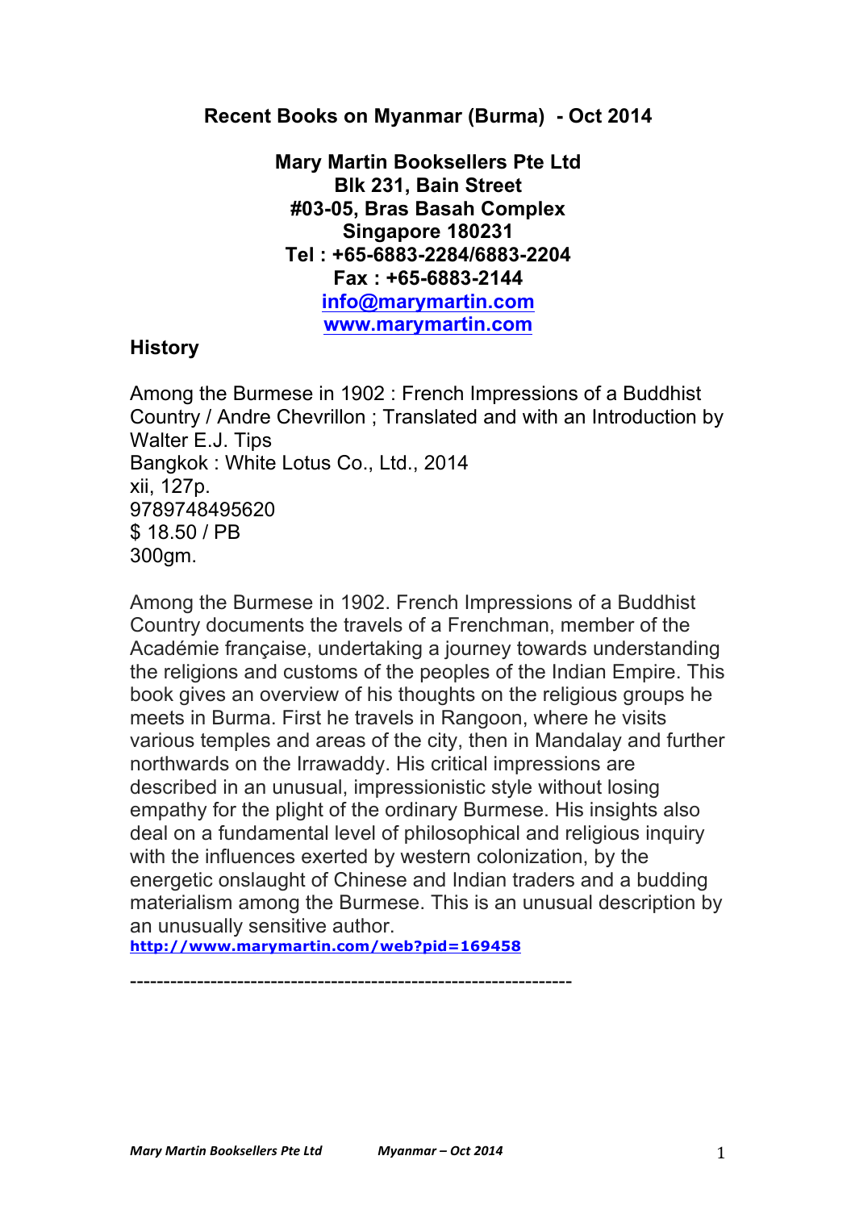**Recent Books on Myanmar (Burma) - Oct 2014**

**Mary Martin Booksellers Pte Ltd**
**Blk 231, Bain Street**
**#03-05, Bras Basah Complex**
**Singapore 180231**
**Tel : +65-6883-2284/6883-2204**
**Fax : +65-6883-2144**
**info@marymartin.com**
**www.marymartin.com**

## History

Among the Burmese in 1902 : French Impressions of a Buddhist Country / Andre Chevrillon ; Translated and with an Introduction by Walter E.J. Tips
Bangkok : White Lotus Co., Ltd., 2014
xii, 127p.
9789748495620
$ 18.50 / PB
300gm.

Among the Burmese in 1902. French Impressions of a Buddhist Country documents the travels of a Frenchman, member of the Académie française, undertaking a journey towards understanding the religions and customs of the peoples of the Indian Empire. This book gives an overview of his thoughts on the religious groups he meets in Burma. First he travels in Rangoon, where he visits various temples and areas of the city, then in Mandalay and further northwards on the Irrawaddy. His critical impressions are described in an unusual, impressionistic style without losing empathy for the plight of the ordinary Burmese. His insights also deal on a fundamental level of philosophical and religious inquiry with the influences exerted by western colonization, by the energetic onslaught of Chinese and Indian traders and a budding materialism among the Burmese. This is an unusual description by an unusually sensitive author.
http://www.marymartin.com/web?pid=169458

----------------------------------------------------------------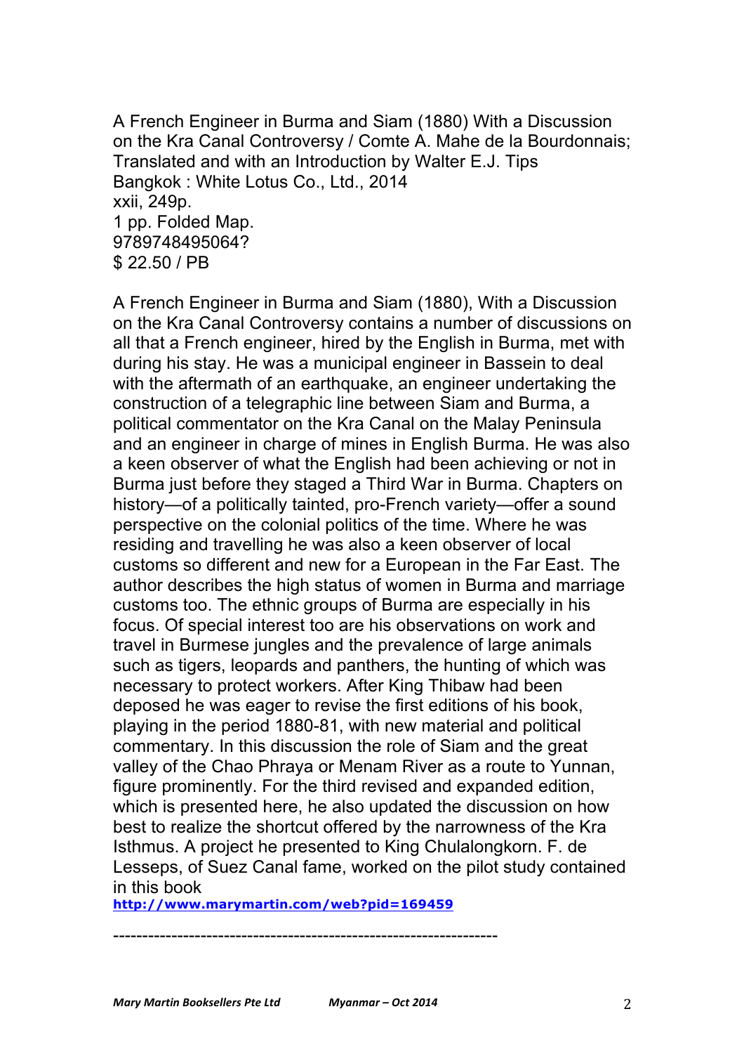A French Engineer in Burma and Siam (1880) With a Discussion on the Kra Canal Controversy / Comte A. Mahe de la Bourdonnais; Translated and with an Introduction by Walter E.J. Tips
Bangkok : White Lotus Co., Ltd., 2014
xxii, 249p.
1 pp. Folded Map.
9789748495064?
$ 22.50 / PB

A French Engineer in Burma and Siam (1880), With a Discussion on the Kra Canal Controversy contains a number of discussions on all that a French engineer, hired by the English in Burma, met with during his stay. He was a municipal engineer in Bassein to deal with the aftermath of an earthquake, an engineer undertaking the construction of a telegraphic line between Siam and Burma, a political commentator on the Kra Canal on the Malay Peninsula and an engineer in charge of mines in English Burma. He was also a keen observer of what the English had been achieving or not in Burma just before they staged a Third War in Burma. Chapters on history—of a politically tainted, pro-French variety—offer a sound perspective on the colonial politics of the time. Where he was residing and travelling he was also a keen observer of local customs so different and new for a European in the Far East. The author describes the high status of women in Burma and marriage customs too. The ethnic groups of Burma are especially in his focus. Of special interest too are his observations on work and travel in Burmese jungles and the prevalence of large animals such as tigers, leopards and panthers, the hunting of which was necessary to protect workers. After King Thibaw had been deposed he was eager to revise the first editions of his book, playing in the period 1880-81, with new material and political commentary. In this discussion the role of Siam and the great valley of the Chao Phraya or Menam River as a route to Yunnan, figure prominently. For the third revised and expanded edition, which is presented here, he also updated the discussion on how best to realize the shortcut offered by the narrowness of the Kra Isthmus. A project he presented to King Chulalongkorn. F. de Lesseps, of Suez Canal fame, worked on the pilot study contained in this book
**http://www.marymartin.com/web?pid=169459**

---